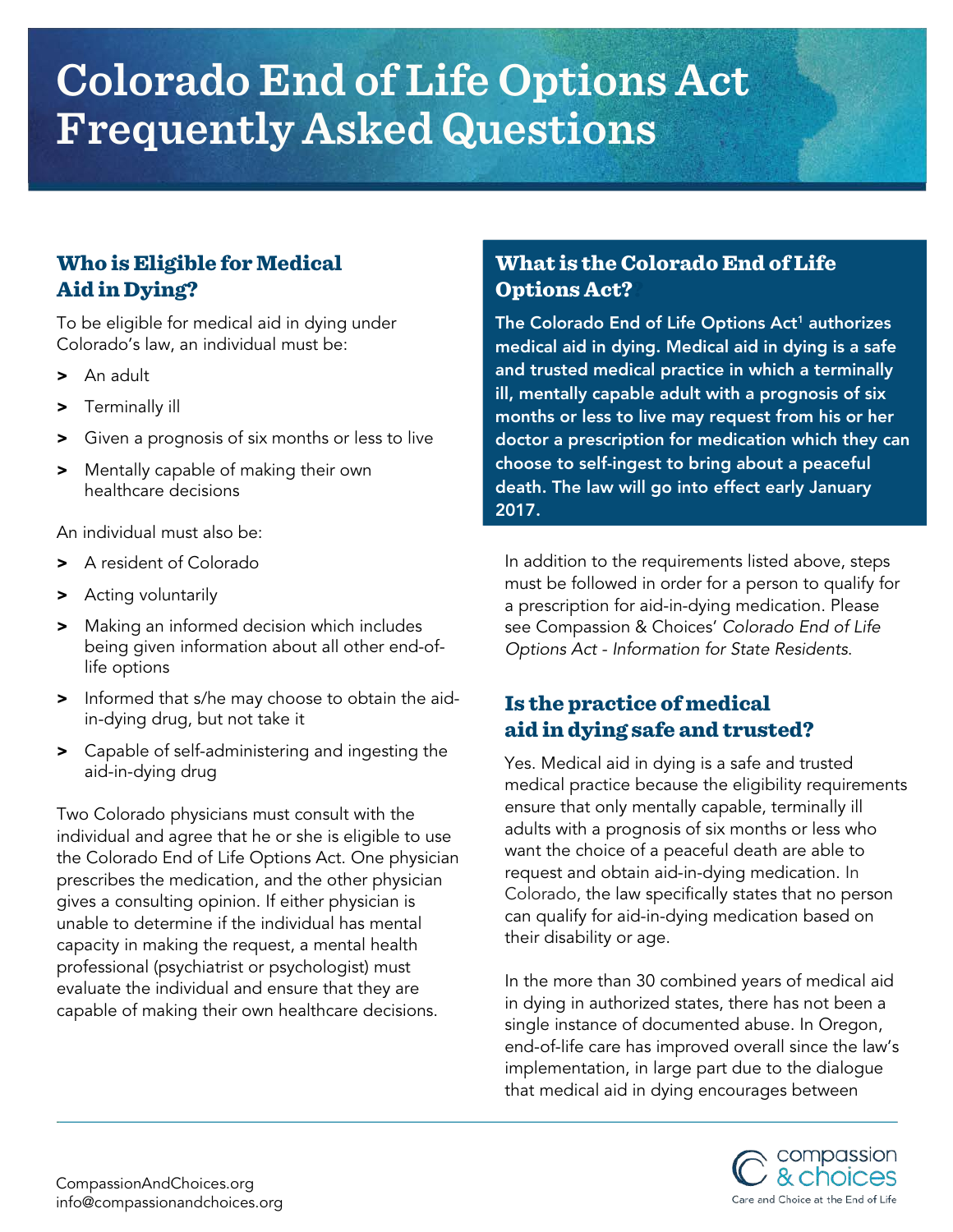# Colorado End of Life Options Act Frequently Asked Questions

## What is the Colorado End of Life Options Act?

**The Colorado End of Life Options Act[1] authorizes medical aid in dying. Medical aid in dying is a safe and trusted medical practice in which a terminally ill, mentally capable adult with a prognosis of six months or less to live may request from his or her doctor a prescription for medication which they can choose to self-ingest to bring about a peaceful death. The law will go into effect early January 2017.**

## Who is Eligible for Medical Aid in Dying?

To be eligible for medical aid in dying under Colorado's law, an individual must be:

- An adult
- Terminally ill
- Given a prognosis of six months or less to live
- Mentally capable of making their own healthcare decisions

An individual must also be:

- A resident of Colorado
- Acting voluntarily
- Making an informed decision which includes being given information about all other end-of-life options
- Informed that s/he may choose to obtain the aid-in-dying drug, but not take it
- Capable of self-administering and ingesting the aid-in-dying drug

Two Colorado physicians must consult with the individual and agree that he or she is eligible to use the Colorado End of Life Options Act. One physician prescribes the medication, and the other physician gives a consulting opinion. If either physician is unable to determine if the individual has mental capacity in making the request, a mental health professional (psychiatrist or psychologist) must evaluate the individual and ensure that they are capable of making their own healthcare decisions.

In addition to the requirements listed above, steps must be followed in order for a person to qualify for a prescription for aid-in-dying medication. Please see Compassion & Choices' *Colorado End of Life Options Act - Information for State Residents*.

## Is the practice of medical aid in dying safe and trusted?

Yes. Medical aid in dying is a safe and trusted medical practice because the eligibility requirements ensure that only mentally capable, terminally ill adults with a prognosis of six months or less who want the choice of a peaceful death are able to request and obtain aid-in-dying medication. In Colorado, the law specifically states that no person can qualify for aid-in-dying medication based on their disability or age.

In the more than 30 combined years of medical aid in dying in authorized states, there has not been a single instance of documented abuse. In Oregon, end-of-life care has improved overall since the law's implementation, in large part due to the dialogue that medical aid in dying encourages between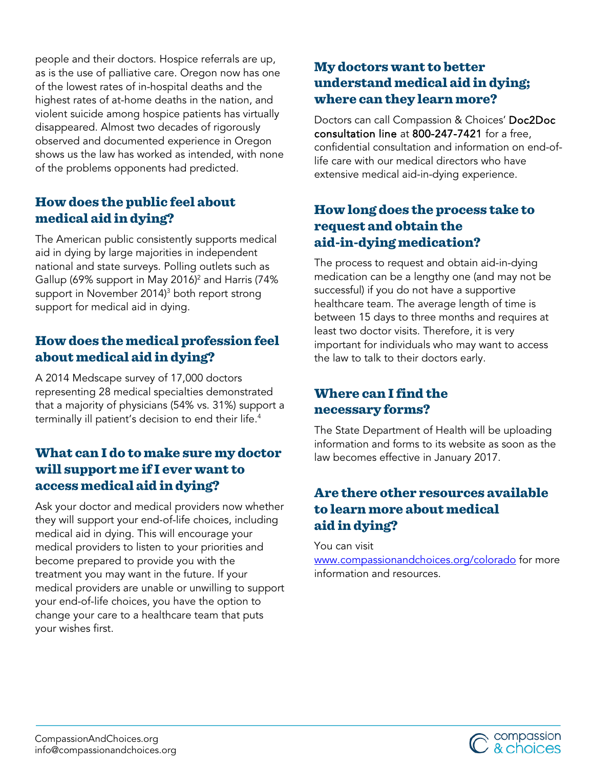people and their doctors. Hospice referrals are up, as is the use of palliative care. Oregon now has one of the lowest rates of in-hospital deaths and the highest rates of at-home deaths in the nation, and violent suicide among hospice patients has virtually disappeared. Almost two decades of rigorously observed and documented experience in Oregon shows us the law has worked as intended, with none of the problems opponents had predicted.

## How does the public feel about medical aid in dying?

The American public consistently supports medical aid in dying by large majorities in independent national and state surveys. Polling outlets such as Gallup (69% support in May 2016)[2] and Harris (74% support in November 2014)[3] both report strong support for medical aid in dying.

## How does the medical profession feel about medical aid in dying?

A 2014 Medscape survey of 17,000 doctors representing 28 medical specialties demonstrated that a majority of physicians (54% vs. 31%) support a terminally ill patient's decision to end their life.[4]

## What can I do to make sure my doctor will support me if I ever want to access medical aid in dying?

Ask your doctor and medical providers now whether they will support your end-of-life choices, including medical aid in dying. This will encourage your medical providers to listen to your priorities and become prepared to provide you with the treatment you may want in the future. If your medical providers are unable or unwilling to support your end-of-life choices, you have the option to change your care to a healthcare team that puts your wishes first.

## My doctors want to better understand medical aid in dying; where can they learn more?

Doctors can call Compassion & Choices' Doc2Doc consultation line at 800-247-7421 for a free, confidential consultation and information on end-of-life care with our medical directors who have extensive medical aid-in-dying experience.

## How long does the process take to request and obtain the aid-in-dying medication?

The process to request and obtain aid-in-dying medication can be a lengthy one (and may not be successful) if you do not have a supportive healthcare team. The average length of time is between 15 days to three months and requires at least two doctor visits. Therefore, it is very important for individuals who may want to access the law to talk to their doctors early.

## Where can I find the necessary forms?

The State Department of Health will be uploading information and forms to its website as soon as the law becomes effective in January 2017.

## Are there other resources available to learn more about medical aid in dying?

You can visit www.compassionandchoices.org/colorado for more information and resources.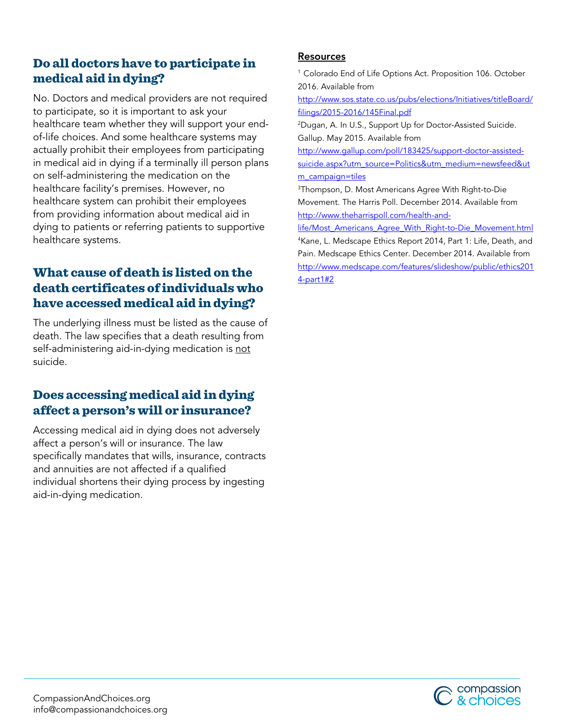## Do all doctors have to participate in medical aid in dying?

No. Doctors and medical providers are not required to participate, so it is important to ask your healthcare team whether they will support your end-of-life choices. And some healthcare systems may actually prohibit their employees from participating in medical aid in dying if a terminally ill person plans on self-administering the medication on the healthcare facility's premises. However, no healthcare system can prohibit their employees from providing information about medical aid in dying to patients or referring patients to supportive healthcare systems.

## What cause of death is listed on the death certificates of individuals who have accessed medical aid in dying?

The underlying illness must be listed as the cause of death. The law specifies that a death resulting from self-administering aid-in-dying medication is <u>not</u> suicide.

## Does accessing medical aid in dying affect a person's will or insurance?

Accessing medical aid in dying does not adversely affect a person's will or insurance. The law specifically mandates that wills, insurance, contracts and annuities are not affected if a qualified individual shortens their dying process by ingesting aid-in-dying medication.

**Resources**

[1] Colorado End of Life Options Act. Proposition 106. October 2016. Available from http://www.sos.state.co.us/pubs/elections/Initiatives/titleBoard/filings/2015-2016/145Final.pdf

[2] Dugan, A. In U.S., Support Up for Doctor-Assisted Suicide. Gallup. May 2015. Available from http://www.gallup.com/poll/183425/support-doctor-assisted-suicide.aspx?utm_source=Politics&utm_medium=newsfeed&utm_campaign=tiles

[3] Thompson, D. Most Americans Agree With Right-to-Die Movement. The Harris Poll. December 2014. Available from http://www.theharrispoll.com/health-and-life/Most_Americans_Agree_With_Right-to-Die_Movement.html

[4] Kane, L. Medscape Ethics Report 2014, Part 1: Life, Death, and Pain. Medscape Ethics Center. December 2014. Available from http://www.medscape.com/features/slideshow/public/ethics2014-part1#2

CompassionAndChoices.org
info@compassionandchoices.org